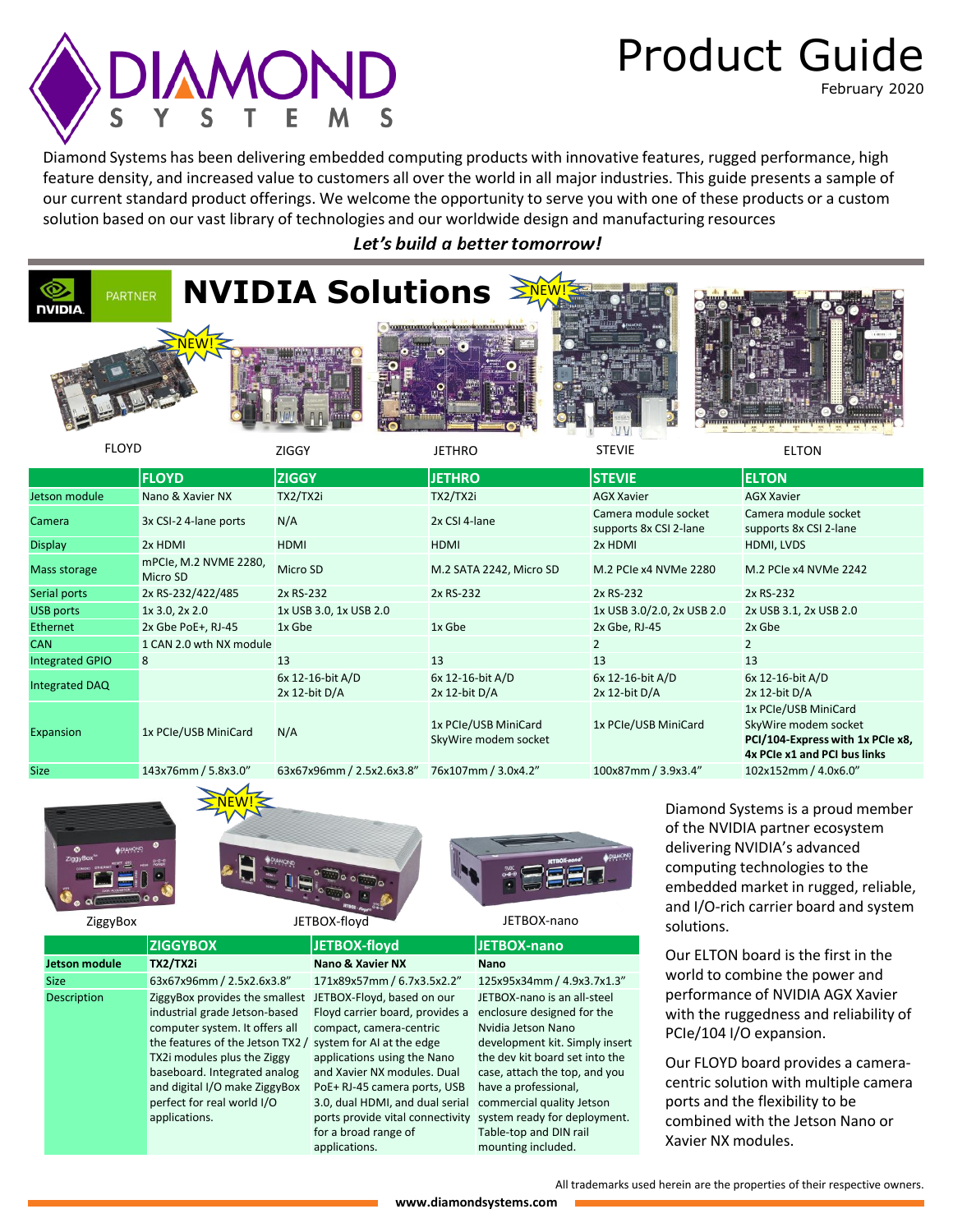# Product Guide

February 2020

Diamond Systems has been delivering embedded computing products with innovative features, rugged performance, high feature density, and increased value to customers all over the world in all major industries. This guide presents a sample of our current standard product offerings. We welcome the opportunity to serve you with one of these products or a custom solution based on our vast library of technologies and our worldwide design and manufacturing resources

***Let's build a better tomorrow!***

## NVIDIA Solutions

NVIDIA PARTNER

NEW!

FLOYD (NEW!) | ZIGGY | JETHRO | STEVIE | ELTON

| | FLOYD | ZIGGY | JETHRO | STEVIE | ELTON |
|---|---|---|---|---|---|
| Jetson module | Nano & Xavier NX | TX2/TX2i | TX2/TX2i | AGX Xavier | AGX Xavier |
| Camera | 3x CSI-2 4-lane ports | N/A | 2x CSI 4-lane | Camera module socket supports 8x CSI 2-lane | Camera module socket supports 8x CSI 2-lane |
| Display | 2x HDMI | HDMI | HDMI | 2x HDMI | HDMI, LVDS |
| Mass storage | mPCIe, M.2 NVME 2280, Micro SD | Micro SD | M.2 SATA 2242, Micro SD | M.2 PCIe x4 NVMe 2280 | M.2 PCIe x4 NVMe 2242 |
| Serial ports | 2x RS-232/422/485 | 2x RS-232 | 2x RS-232 | 2x RS-232 | 2x RS-232 |
| USB ports | 1x 3.0, 2x 2.0 | 1x USB 3.0, 1x USB 2.0 | | 1x USB 3.0/2.0, 2x USB 2.0 | 2x USB 3.1, 2x USB 2.0 |
| Ethernet | 2x Gbe PoE+, RJ-45 | 1x Gbe | 1x Gbe | 2x Gbe, RJ-45 | 2x Gbe |
| CAN | 1 CAN 2.0 wth NX module | | | 2 | 2 |
| Integrated GPIO | 8 | 13 | 13 | 13 | 13 |
| Integrated DAQ | | 6x 12-16-bit A/D 2x 12-bit D/A | 6x 12-16-bit A/D 2x 12-bit D/A | 6x 12-16-bit A/D 2x 12-bit D/A | 6x 12-16-bit A/D 2x 12-bit D/A |
| Expansion | 1x PCIe/USB MiniCard | N/A | 1x PCIe/USB MiniCard SkyWire modem socket | 1x PCIe/USB MiniCard | 1x PCIe/USB MiniCard SkyWire modem socket **PCI/104-Express with 1x PCIe x8, 4x PCIe x1 and PCI bus links** |
| Size | 143x76mm / 5.8x3.0" | 63x67x96mm / 2.5x2.6x3.8" | 76x107mm / 3.0x4.2" | 100x87mm / 3.9x3.4" | 102x152mm / 4.0x6.0" |

ZiggyBox | JETBOX-floyd (NEW!) | JETBOX-nano

| | ZIGGYBOX | JETBOX-floyd | JETBOX-nano |
|---|---|---|---|
| **Jetson module** | **TX2/TX2i** | **Nano & Xavier NX** | **Nano** |
| Size | 63x67x96mm / 2.5x2.6x3.8" | 171x89x57mm / 6.7x3.5x2.2" | 125x95x34mm / 4.9x3.7x1.3" |
| Description | ZiggyBox provides the smallest industrial grade Jetson-based computer system. It offers all the features of the Jetson TX2 / TX2i modules plus the Ziggy baseboard. Integrated analog and digital I/O make ZiggyBox perfect for real world I/O applications. | JETBOX-Floyd, based on our Floyd carrier board, provides a compact, camera-centric system for AI at the edge applications using the Nano and Xavier NX modules. Dual PoE+ RJ-45 camera ports, USB 3.0, dual HDMI, and dual serial ports provide vital connectivity for a broad range of applications. | JETBOX-nano is an all-steel enclosure designed for the Nvidia Jetson Nano development kit. Simply insert the dev kit board set into the case, attach the top, and you have a professional, commercial quality Jetson system ready for deployment. Table-top and DIN rail mounting included. |

Diamond Systems is a proud member of the NVIDIA partner ecosystem delivering NVIDIA's advanced computing technologies to the embedded market in rugged, reliable, and I/O-rich carrier board and system solutions.

Our ELTON board is the first in the world to combine the power and performance of NVIDIA AGX Xavier with the ruggedness and reliability of PCIe/104 I/O expansion.

Our FLOYD board provides a camera-centric solution with multiple camera ports and the flexibility to be combined with the Jetson Nano or Xavier NX modules.

All trademarks used herein are the properties of their respective owners.

www.diamondsystems.com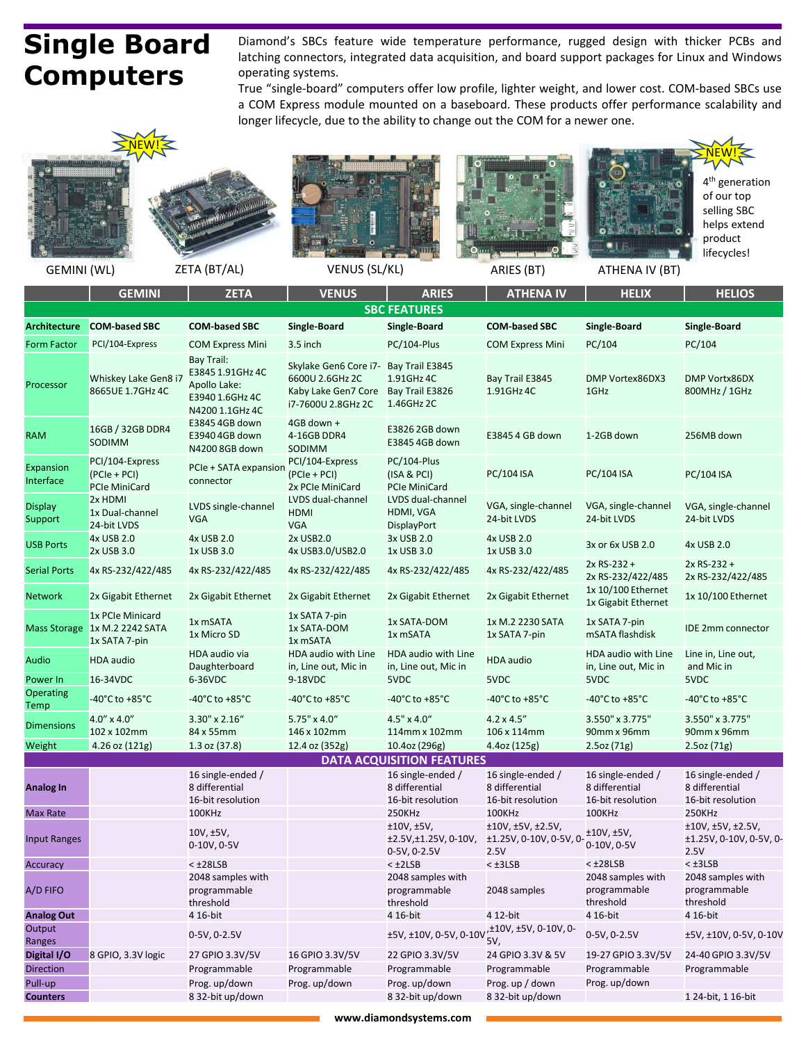# Single Board Computers

Diamond's SBCs feature wide temperature performance, rugged design with thicker PCBs and latching connectors, integrated data acquisition, and board support packages for Linux and Windows operating systems.

True "single-board" computers offer low profile, lighter weight, and lower cost. COM-based SBCs use a COM Express module mounted on a baseboard. These products offer performance scalability and longer lifecycle, due to the ability to change out the COM for a newer one.

NEW! GEMINI (WL)

ZETA (BT/AL)

VENUS (SL/KL)

ARIES (BT)

NEW! ATHENA IV (BT)

4th generation of our top selling SBC helps extend product lifecycles!

| | GEMINI | ZETA | VENUS | ARIES | ATHENA IV | HELIX | HELIOS |
|---|---|---|---|---|---|---|---|
| **SBC FEATURES** | | | | | | | |
| **Architecture** | **COM-based SBC** | **COM-based SBC** | **Single-Board** | **Single-Board** | **COM-based SBC** | **Single-Board** | **Single-Board** |
| Form Factor | PCI/104-Express | COM Express Mini | 3.5 inch | PC/104-Plus | COM Express Mini | PC/104 | PC/104 |
| Processor | Whiskey Lake Gen8 i7 8665UE 1.7GHz 4C | Bay Trail: E3845 1.91GHz 4C Apollo Lake: E3940 1.6GHz 4C N4200 1.1GHz 4C | Skylake Gen6 Core i7-6600U 2.6GHz 2C Kaby Lake Gen7 Core i7-7600U 2.8GHz 2C | Bay Trail E3845 1.91GHz 4C Bay Trail E3826 1.46GHz 2C | Bay Trail E3845 1.91GHz 4C | DMP Vortex86DX3 1GHz | DMP Vortx86DX 800MHz / 1GHz |
| RAM | 16GB / 32GB DDR4 SODIMM | E3845 4GB down E3940 4GB down N4200 8GB down | 4GB down + 4-16GB DDR4 SODIMM | E3826 2GB down E3845 4GB down | E3845 4 GB down | 1-2GB down | 256MB down |
| Expansion Interface | PCI/104-Express (PCIe + PCI) PCIe MiniCard | PCIe + SATA expansion connector | PCI/104-Express (PCIe + PCI) 2x PCIe MiniCard | PC/104-Plus (ISA & PCI) PCIe MiniCard | PC/104 ISA | PC/104 ISA | PC/104 ISA |
| Display Support | 2x HDMI 1x Dual-channel 24-bit LVDS | LVDS single-channel VGA | LVDS dual-channel HDMI VGA | LVDS dual-channel HDMI, VGA DisplayPort | VGA, single-channel 24-bit LVDS | VGA, single-channel 24-bit LVDS | VGA, single-channel 24-bit LVDS |
| USB Ports | 4x USB 2.0 2x USB 3.0 | 4x USB 2.0 1x USB 3.0 | 2x USB2.0 4x USB3.0/USB2.0 | 3x USB 2.0 1x USB 3.0 | 4x USB 2.0 1x USB 3.0 | 3x or 6x USB 2.0 | 4x USB 2.0 |
| Serial Ports | 4x RS-232/422/485 | 4x RS-232/422/485 | 4x RS-232/422/485 | 4x RS-232/422/485 | 4x RS-232/422/485 | 2x RS-232 + 2x RS-232/422/485 | 2x RS-232 + 2x RS-232/422/485 |
| Network | 2x Gigabit Ethernet | 2x Gigabit Ethernet | 2x Gigabit Ethernet | 2x Gigabit Ethernet | 2x Gigabit Ethernet | 1x 10/100 Ethernet 1x Gigabit Ethernet | 1x 10/100 Ethernet |
| Mass Storage | 1x PCIe Minicard 1x M.2 2242 SATA 1x SATA 7-pin | 1x mSATA 1x Micro SD | 1x SATA 7-pin 1x SATA-DOM 1x mSATA | 1x SATA-DOM 1x mSATA | 1x M.2 2230 SATA 1x SATA 7-pin | 1x SATA 7-pin mSATA flashdisk | IDE 2mm connector |
| Audio | HDA audio | HDA audio via Daughterboard | HDA audio with Line in, Line out, Mic in | HDA audio with Line in, Line out, Mic in | HDA audio | HDA audio with Line in, Line out, Mic in | Line in, Line out, and Mic in |
| Power In | 16-34VDC | 6-36VDC | 9-18VDC | 5VDC | 5VDC | 5VDC | 5VDC |
| Operating Temp | -40°C to +85°C | -40°C to +85°C | -40°C to +85°C | -40°C to +85°C | -40°C to +85°C | -40°C to +85°C | -40°C to +85°C |
| Dimensions | 4.0" x 4.0" 102 x 102mm | 3.30" x 2.16" 84 x 55mm | 5.75" x 4.0" 146 x 102mm | 4.5" x 4.0" 114mm x 102mm | 4.2 x 4.5" 106 x 114mm | 3.550" x 3.775" 90mm x 96mm | 3.550" x 3.775" 90mm x 96mm |
| Weight | 4.26 oz (121g) | 1.3 oz (37.8) | 12.4 oz (352g) | 10.4oz (296g) | 4.4oz (125g) | 2.5oz (71g) | 2.5oz (71g) |
| **DATA ACQUISITION FEATURES** | | | | | | | |
| **Analog In** | | 16 single-ended / 8 differential 16-bit resolution | | 16 single-ended / 8 differential 16-bit resolution | 16 single-ended / 8 differential 16-bit resolution | 16 single-ended / 8 differential 16-bit resolution | 16 single-ended / 8 differential 16-bit resolution |
| Max Rate | | 100KHz | | 250KHz | 100KHz | 100KHz | 250KHz |
| Input Ranges | | 10V, ±5V, 0-10V, 0-5V | | ±10V, ±5V, ±2.5V,±1.25V, 0-10V, 0-5V, 0-2.5V | ±10V, ±5V, ±2.5V, ±1.25V, 0-10V, 0-5V, 0-2.5V | ±10V, ±5V, 0-10V, 0-5V | ±10V, ±5V, ±2.5V, ±1.25V, 0-10V, 0-5V, 0-2.5V |
| Accuracy | | < ±28LSB | | < ±2LSB | < ±3LSB | < ±28LSB | < ±3LSB |
| A/D FIFO | | 2048 samples with programmable threshold | | 2048 samples with programmable threshold | 2048 samples | 2048 samples with programmable threshold | 2048 samples with programmable threshold |
| **Analog Out** | | 4 16-bit | | 4 16-bit | 4 12-bit | 4 16-bit | 4 16-bit |
| Output Ranges | | 0-5V, 0-2.5V | | ±5V, ±10V, 0-5V, 0-10V | ±10V, ±5V, 0-10V, 0-5V, | 0-5V, 0-2.5V | ±5V, ±10V, 0-5V, 0-10V |
| **Digital I/O** | 8 GPIO, 3.3V logic | 27 GPIO 3.3V/5V | 16 GPIO 3.3V/5V | 22 GPIO 3.3V/5V | 24 GPIO 3.3V & 5V | 19-27 GPIO 3.3V/5V | 24-40 GPIO 3.3V/5V |
| Direction | | Programmable | Programmable | Programmable | Programmable | Programmable | Programmable |
| Pull-up | | Prog. up/down | Prog. up/down | Prog. up/down | Prog. up / down | Prog. up/down | |
| **Counters** | | 8 32-bit up/down | | 8 32-bit up/down | 8 32-bit up/down | | 1 24-bit, 1 16-bit |

www.diamondsystems.com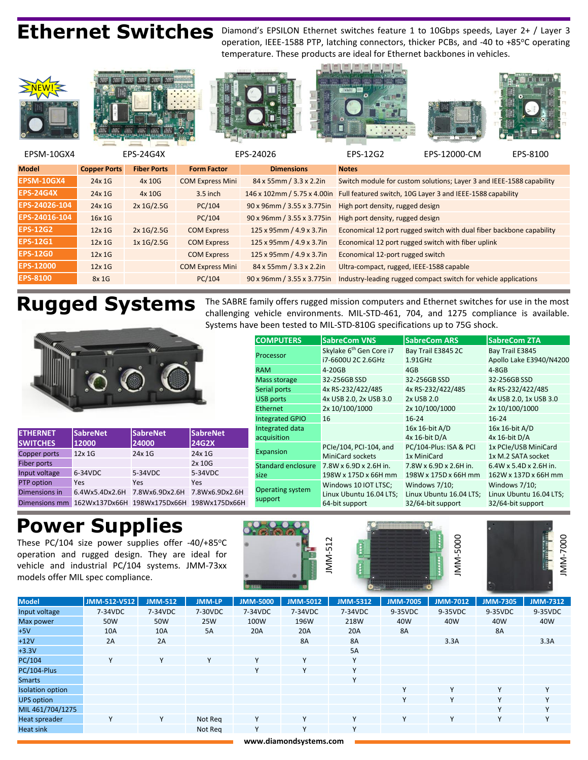# Ethernet Switches

Diamond's EPSILON Ethernet switches feature 1 to 10Gbps speeds, Layer 2+ / Layer 3 operation, IEEE-1588 PTP, latching connectors, thicker PCBs, and -40 to +85ºC operating temperature. These products are ideal for Ethernet backbones in vehicles.

NEW!

EPSM-10GX4 EPS-24G4X EPS-24026 EPS-12G2 EPS-12000-CM EPS-8100

| Model | Copper Ports | Fiber Ports | Form Factor | Dimensions | Notes |
|---|---|---|---|---|---|
| EPSM-10GX4 | 24x 1G | 4x 10G | COM Express Mini | 84 x 55mm / 3.3 x 2.2in | Switch module for custom solutions; Layer 3 and IEEE-1588 capability |
| EPS-24G4X | 24x 1G | 4x 10G | 3.5 inch | 146 x 102mm / 5.75 x 4.00in | Full featured switch, 10G Layer 3 and IEEE-1588 capability |
| EPS-24026-104 | 24x 1G | 2x 1G/2.5G | PC/104 | 90 x 96mm / 3.55 x 3.775in | High port density, rugged design |
| EPS-24016-104 | 16x 1G | | PC/104 | 90 x 96mm / 3.55 x 3.775in | High port density, rugged design |
| EPS-12G2 | 12x 1G | 2x 1G/2.5G | COM Express | 125 x 95mm / 4.9 x 3.7in | Economical 12 port rugged switch with dual fiber backbone capability |
| EPS-12G1 | 12x 1G | 1x 1G/2.5G | COM Express | 125 x 95mm / 4.9 x 3.7in | Economical 12 port rugged switch with fiber uplink |
| EPS-12G0 | 12x 1G | | COM Express | 125 x 95mm / 4.9 x 3.7in | Economical 12-port rugged switch |
| EPS-12000 | 12x 1G | | COM Express Mini | 84 x 55mm / 3.3 x 2.2in | Ultra-compact, rugged, IEEE-1588 capable |
| EPS-8100 | 8x 1G | | PC/104 | 90 x 96mm / 3.55 x 3.775in | Industry-leading rugged compact switch for vehicle applications |

# Rugged Systems

The SABRE family offers rugged mission computers and Ethernet switches for use in the most challenging vehicle environments. MIL-STD-461, 704, and 1275 compliance is available. Systems have been tested to MIL-STD-810G specifications up to 75G shock.

| ETHERNET SWITCHES | SabreNet 12000 | SabreNet 24000 | SabreNet 24G2X |
|---|---|---|---|
| Copper ports | 12x 1G | 24x 1G | 24x 1G |
| Fiber ports | | | 2x 10G |
| Input voltage | 6-34VDC | 5-34VDC | 5-34VDC |
| PTP option | Yes | Yes | Yes |
| Dimensions in | 6.4Wx5.4Dx2.6H | 7.8Wx6.9Dx2.6H | 7.8Wx6.9Dx2.6H |
| Dimensions mm | 162Wx137Dx66H | 198Wx175Dx66H | 198Wx175Dx66H |

| COMPUTERS | SabreCom VNS | SabreCom ARS | SabreCom ZTA |
|---|---|---|---|
| Processor | Skylake 6th Gen Core i7 i7-6600U 2C 2.6GHz | Bay Trail E3845 2C 1.91GHz | Bay Trail E3845 Apollo Lake E3940/N4200 |
| RAM | 4-20GB | 4GB | 4-8GB |
| Mass storage | 32-256GB SSD | 32-256GB SSD | 32-256GB SSD |
| Serial ports | 4x RS-232/422/485 | 4x RS-232/422/485 | 4x RS-232/422/485 |
| USB ports | 4x USB 2.0, 2x USB 3.0 | 2x USB 2.0 | 4x USB 2.0, 1x USB 3.0 |
| Ethernet | 2x 10/100/1000 | 2x 10/100/1000 | 2x 10/100/1000 |
| Integrated GPIO | 16 | 16-24 | 16-24 |
| Integrated data acquisition | | 16x 16-bit A/D 4x 16-bit D/A | 16x 16-bit A/D 4x 16-bit D/A |
| Expansion | PCIe/104, PCI-104, and MiniCard sockets | PC/104-Plus: ISA & PCI 1x MiniCard | 1x PCIe/USB MiniCard 1x M.2 SATA socket |
| Standard enclosure size | 7.8W x 6.9D x 2.6H in. 198W x 175D x 66H mm | 7.8W x 6.9D x 2.6H in. 198W x 175D x 66H mm | 6.4W x 5.4D x 2.6H in. 162W x 137D x 66H mm |
| Operating system support | Windows 10 IOT LTSC; Linux Ubuntu 16.04 LTS; 64-bit support | Windows 7/10; Linux Ubuntu 16.04 LTS; 32/64-bit support | Windows 7/10; Linux Ubuntu 16.04 LTS; 32/64-bit support |

# Power Supplies

These PC/104 size power supplies offer -40/+85ºC operation and rugged design. They are ideal for vehicle and industrial PC/104 systems. JMM-73xx models offer MIL spec compliance.

JMM-512 JMM-5000 JMM-7000

| Model | JMM-512-V512 | JMM-512 | JMM-LP | JMM-5000 | JMM-5012 | JMM-5312 | JMM-7005 | JMM-7012 | JMM-7305 | JMM-7312 |
|---|---|---|---|---|---|---|---|---|---|---|
| Input voltage | 7-34VDC | 7-34VDC | 7-30VDC | 7-34VDC | 7-34VDC | 7-34VDC | 9-35VDC | 9-35VDC | 9-35VDC | 9-35VDC |
| Max power | 50W | 50W | 25W | 100W | 196W | 218W | 40W | 40W | 40W | 40W |
| +5V | 10A | 10A | 5A | 20A | 20A | 20A | 8A | | 8A | |
| +12V | 2A | 2A | | | 8A | 8A | | 3.3A | | 3.3A |
| +3.3V | | | | | | 5A | | | | |
| PC/104 | Y | Y | Y | Y | Y | Y | | | | |
| PC/104-Plus | | | | Y | Y | Y | | | | |
| Smarts | | | | | | Y | | | | |
| Isolation option | | | | | | | Y | Y | Y | Y |
| UPS option | | | | | | | Y | Y | Y | Y |
| MIL 461/704/1275 | | | | | | | | | Y | Y |
| Heat spreader | Y | Y | Not Req | Y | Y | Y | Y | Y | Y | Y |
| Heat sink | | | Not Req | Y | Y | Y | | | | |

www.diamondsystems.com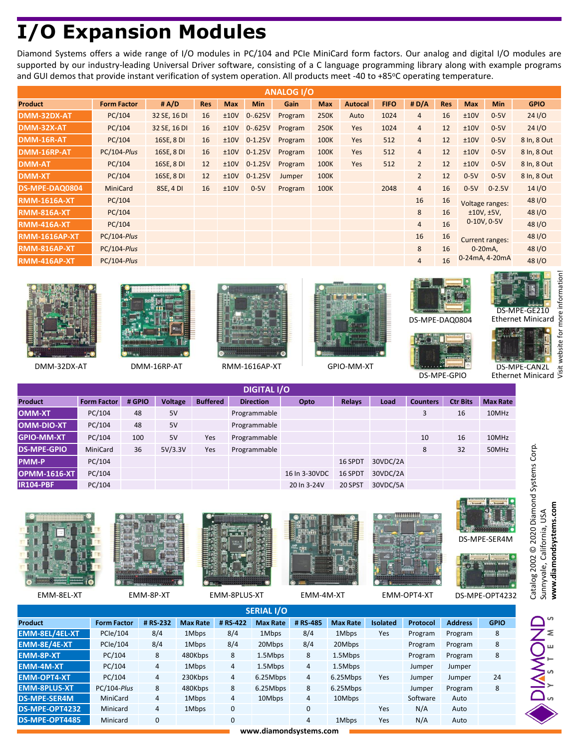# I/O Expansion Modules

Diamond Systems offers a wide range of I/O modules in PC/104 and PCIe MiniCard form factors. Our analog and digital I/O modules are supported by our industry-leading Universal Driver software, consisting of a C language programming library along with example programs and GUI demos that provide instant verification of system operation. All products meet -40 to +85°C operating temperature.

## ANALOG I/O

| Product | Form Factor | # A/D | Res | Max | Min | Gain | Max | Autocal | FIFO | # D/A | Res | Max | Min | GPIO |
|---|---|---|---|---|---|---|---|---|---|---|---|---|---|---|
| DMM-32DX-AT | PC/104 | 32 SE, 16 DI | 16 | ±10V | 0-.625V | Program | 250K | Auto | 1024 | 4 | 16 | ±10V | 0-5V | 24 I/O |
| DMM-32X-AT | PC/104 | 32 SE, 16 DI | 16 | ±10V | 0-.625V | Program | 250K | Yes | 1024 | 4 | 12 | ±10V | 0-5V | 24 I/O |
| DMM-16R-AT | PC/104 | 16SE, 8 DI | 16 | ±10V | 0-1.25V | Program | 100K | Yes | 512 | 4 | 12 | ±10V | 0-5V | 8 In, 8 Out |
| DMM-16RP-AT | PC/104-*Plus* | 16SE, 8 DI | 16 | ±10V | 0-1.25V | Program | 100K | Yes | 512 | 4 | 12 | ±10V | 0-5V | 8 In, 8 Out |
| DMM-AT | PC/104 | 16SE, 8 DI | 12 | ±10V | 0-1.25V | Program | 100K | Yes | 512 | 2 | 12 | ±10V | 0-5V | 8 In, 8 Out |
| DMM-XT | PC/104 | 16SE, 8 DI | 12 | ±10V | 0-1.25V | Jumper | 100K | | | 2 | 12 | 0-5V | 0-5V | 8 In, 8 Out |
| DS-MPE-DAQ0804 | MiniCard | 8SE, 4 DI | 16 | ±10V | 0-5V | Program | 100K | | 2048 | 4 | 16 | 0-5V | 0-2.5V | 14 I/O |
| RMM-1616A-XT | PC/104 | | | | | | | | | 16 | 16 | Voltage ranges: ±10V, ±5V, 0-10V, 0-5V | | 48 I/O |
| RMM-816A-XT | PC/104 | | | | | | | | | 8 | 16 | | | 48 I/O |
| RMM-416A-XT | PC/104 | | | | | | | | | 4 | 16 | | | 48 I/O |
| RMM-1616AP-XT | PC/104-*Plus* | | | | | | | | | 16 | 16 | Current ranges: 0-20mA, 0-24mA, 4-20mA | | 48 I/O |
| RMM-816AP-XT | PC/104-*Plus* | | | | | | | | | 8 | 16 | | | 48 I/O |
| RMM-416AP-XT | PC/104-*Plus* | | | | | | | | | 4 | 16 | | | 48 I/O |

DMM-32DX-AT DMM-16RP-AT RMM-1616AP-XT GPIO-MM-XT DS-MPE-DAQ0804 DS-MPE-GPIO

DS-MPE-GE210 Ethernet Minicard

DS-MPE-CAN2L Ethernet Minicard

Visit website for more information!

## DIGITAL I/O

| Product | Form Factor | # GPIO | Voltage | Buffered | Direction | Opto | Relays | Load | Counters | Ctr Bits | Max Rate |
|---|---|---|---|---|---|---|---|---|---|---|---|
| OMM-XT | PC/104 | 48 | 5V | | Programmable | | | | 3 | 16 | 10MHz |
| OMM-DIO-XT | PC/104 | 48 | 5V | | Programmable | | | | | | |
| GPIO-MM-XT | PC/104 | 100 | 5V | Yes | Programmable | | | | 10 | 16 | 10MHz |
| DS-MPE-GPIO | MiniCard | 36 | 5V/3.3V | Yes | Programmable | | | | 8 | 32 | 50MHz |
| PMM-P | PC/104 | | | | | | 16 SPDT | 30VDC/2A | | | |
| OPMM-1616-XT | PC/104 | | | | | 16 In 3-30VDC | 16 SPDT | 30VDC/2A | | | |
| IR104-PBF | PC/104 | | | | | 20 In 3-24V | 20 SPST | 30VDC/5A | | | |

EMM-8EL-XT EMM-8P-XT EMM-8PLUS-XT EMM-4M-XT EMM-OPT4-XT DS-MPE-SER4M DS-MPE-OPT4232

## SERIAL I/O

| Product | Form Factor | # RS-232 | Max Rate | # RS-422 | Max Rate | # RS-485 | Max Rate | Isolated | Protocol | Address | GPIO |
|---|---|---|---|---|---|---|---|---|---|---|---|
| EMM-8EL/4EL-XT | PCIe/104 | 8/4 | 1Mbps | 8/4 | 1Mbps | 8/4 | 1Mbps | Yes | Program | Program | 8 |
| EMM-8E/4E-XT | PCIe/104 | 8/4 | 1Mbps | 8/4 | 20Mbps | 8/4 | 20Mbps | | Program | Program | 8 |
| EMM-8P-XT | PC/104 | 8 | 480Kbps | 8 | 1.5Mbps | 8 | 1.5Mbps | | Program | Program | 8 |
| EMM-4M-XT | PC/104 | 4 | 1Mbps | 4 | 1.5Mbps | 4 | 1.5Mbps | | Jumper | Jumper | |
| EMM-OPT4-XT | PC/104 | 4 | 230Kbps | 4 | 6.25Mbps | 4 | 6.25Mbps | Yes | Jumper | Jumper | 24 |
| EMM-8PLUS-XT | PC/104-*Plus* | 8 | 480Kbps | 8 | 6.25Mbps | 8 | 6.25Mbps | | Jumper | Program | 8 |
| DS-MPE-SER4M | MiniCard | 4 | 1Mbps | 4 | 10Mbps | 4 | 10Mbps | | Software | Auto | |
| DS-MPE-OPT4232 | Minicard | 4 | 1Mbps | 0 | | 0 | | Yes | N/A | Auto | |
| DS-MPE-OPT4485 | Minicard | 0 | | 0 | | 4 | 1Mbps | Yes | N/A | Auto | |

Catalog 2002 © 2020 Diamond Systems Corp.
Sunnyvale, California, USA
**www.diamondsystems.com**

DIAMOND SYSTEMS

www.diamondsystems.com